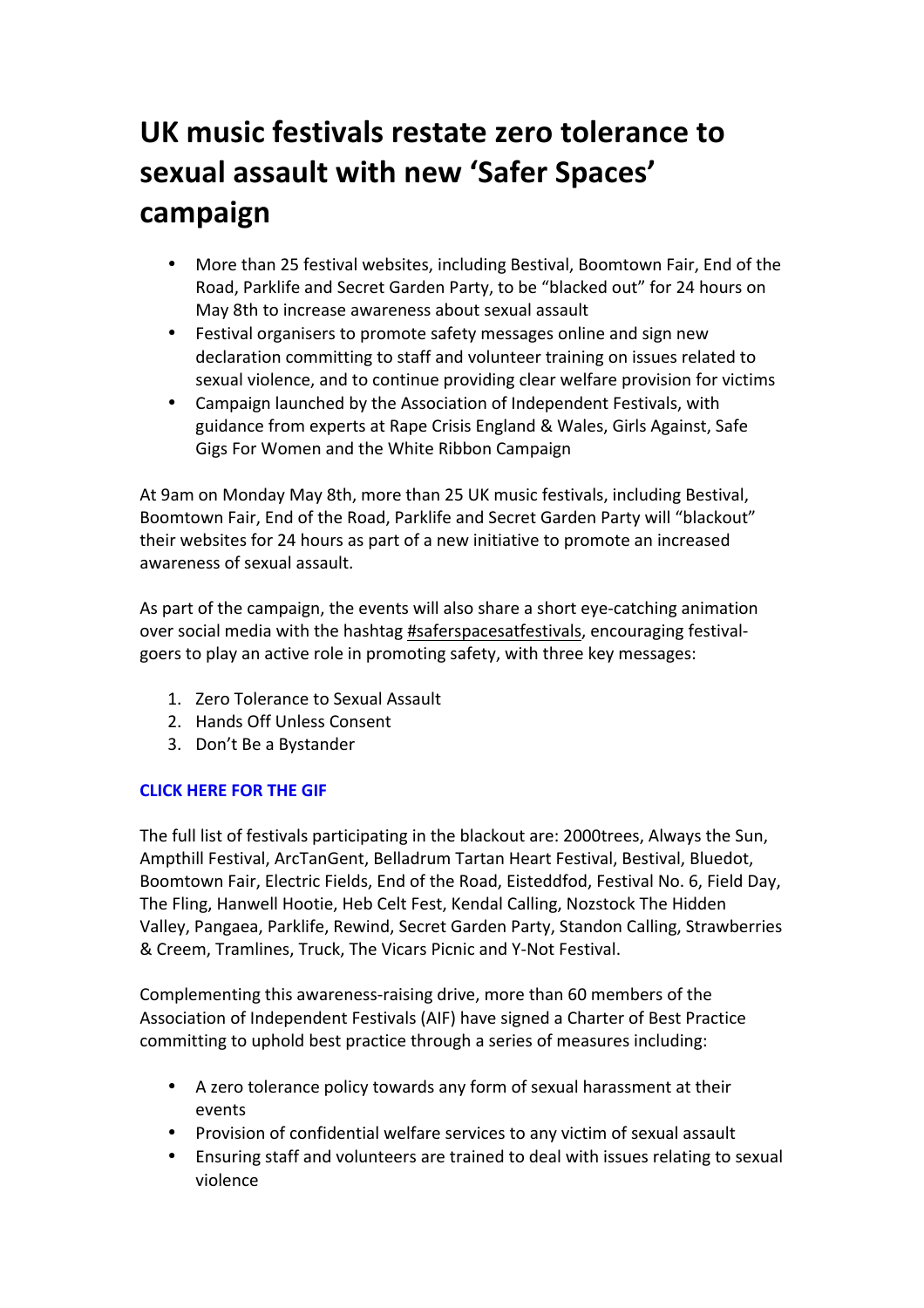# UK music festivals restate zero tolerance to sexual assault with new 'Safer Spaces' campaign

- More than 25 festival websites, including Bestival, Boomtown Fair, End of the Road, Parklife and Secret Garden Party, to be "blacked out" for 24 hours on May 8th to increase awareness about sexual assault
- Festival organisers to promote safety messages online and sign new declaration committing to staff and volunteer training on issues related to sexual violence, and to continue providing clear welfare provision for victims
- Campaign launched by the Association of Independent Festivals, with guidance from experts at Rape Crisis England & Wales, Girls Against, Safe Gigs For Women and the White Ribbon Campaign

At 9am on Monday May 8th, more than 25 UK music festivals, including Bestival, Boomtown Fair, End of the Road, Parklife and Secret Garden Party will "blackout" their websites for 24 hours as part of a new initiative to promote an increased awareness of sexual assault.

As part of the campaign, the events will also share a short eye-catching animation over social media with the hashtag #saferspacesatfestivals, encouraging festival-goers to play an active role in promoting safety, with three key messages:

1. Zero Tolerance to Sexual Assault
2. Hands Off Unless Consent
3. Don't Be a Bystander

**CLICK HERE FOR THE GIF**

The full list of festivals participating in the blackout are: 2000trees, Always the Sun, Ampthill Festival, ArcTanGent, Belladrum Tartan Heart Festival, Bestival, Bluedot, Boomtown Fair, Electric Fields, End of the Road, Eisteddfod, Festival No. 6, Field Day, The Fling, Hanwell Hootie, Heb Celt Fest, Kendal Calling, Nozstock The Hidden Valley, Pangaea, Parklife, Rewind, Secret Garden Party, Standon Calling, Strawberries & Creem, Tramlines, Truck, The Vicars Picnic and Y-Not Festival.

Complementing this awareness-raising drive, more than 60 members of the Association of Independent Festivals (AIF) have signed a Charter of Best Practice committing to uphold best practice through a series of measures including:

- A zero tolerance policy towards any form of sexual harassment at their events
- Provision of confidential welfare services to any victim of sexual assault
- Ensuring staff and volunteers are trained to deal with issues relating to sexual violence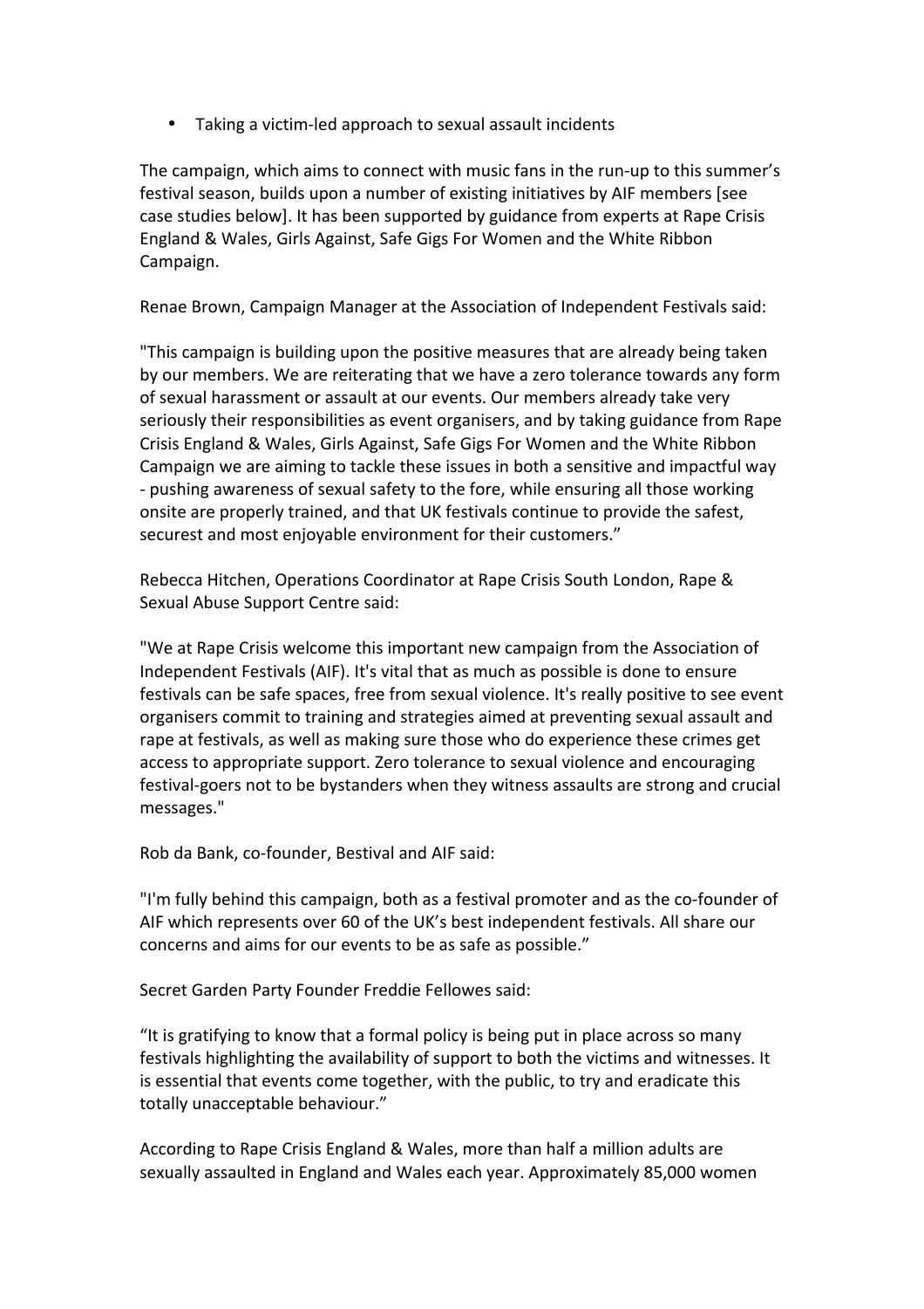- Taking a victim-led approach to sexual assault incidents

The campaign, which aims to connect with music fans in the run-up to this summer's festival season, builds upon a number of existing initiatives by AIF members [see case studies below]. It has been supported by guidance from experts at Rape Crisis England & Wales, Girls Against, Safe Gigs For Women and the White Ribbon Campaign.

Renae Brown, Campaign Manager at the Association of Independent Festivals said:

"This campaign is building upon the positive measures that are already being taken by our members. We are reiterating that we have a zero tolerance towards any form of sexual harassment or assault at our events. Our members already take very seriously their responsibilities as event organisers, and by taking guidance from Rape Crisis England & Wales, Girls Against, Safe Gigs For Women and the White Ribbon Campaign we are aiming to tackle these issues in both a sensitive and impactful way - pushing awareness of sexual safety to the fore, while ensuring all those working onsite are properly trained, and that UK festivals continue to provide the safest, securest and most enjoyable environment for their customers."

Rebecca Hitchen, Operations Coordinator at Rape Crisis South London, Rape & Sexual Abuse Support Centre said:

"We at Rape Crisis welcome this important new campaign from the Association of Independent Festivals (AIF). It's vital that as much as possible is done to ensure festivals can be safe spaces, free from sexual violence. It's really positive to see event organisers commit to training and strategies aimed at preventing sexual assault and rape at festivals, as well as making sure those who do experience these crimes get access to appropriate support. Zero tolerance to sexual violence and encouraging festival-goers not to be bystanders when they witness assaults are strong and crucial messages."

Rob da Bank, co-founder, Bestival and AIF said:

"I'm fully behind this campaign, both as a festival promoter and as the co-founder of AIF which represents over 60 of the UK's best independent festivals. All share our concerns and aims for our events to be as safe as possible."

Secret Garden Party Founder Freddie Fellowes said:

"It is gratifying to know that a formal policy is being put in place across so many festivals highlighting the availability of support to both the victims and witnesses. It is essential that events come together, with the public, to try and eradicate this totally unacceptable behaviour."

According to Rape Crisis England & Wales, more than half a million adults are sexually assaulted in England and Wales each year. Approximately 85,000 women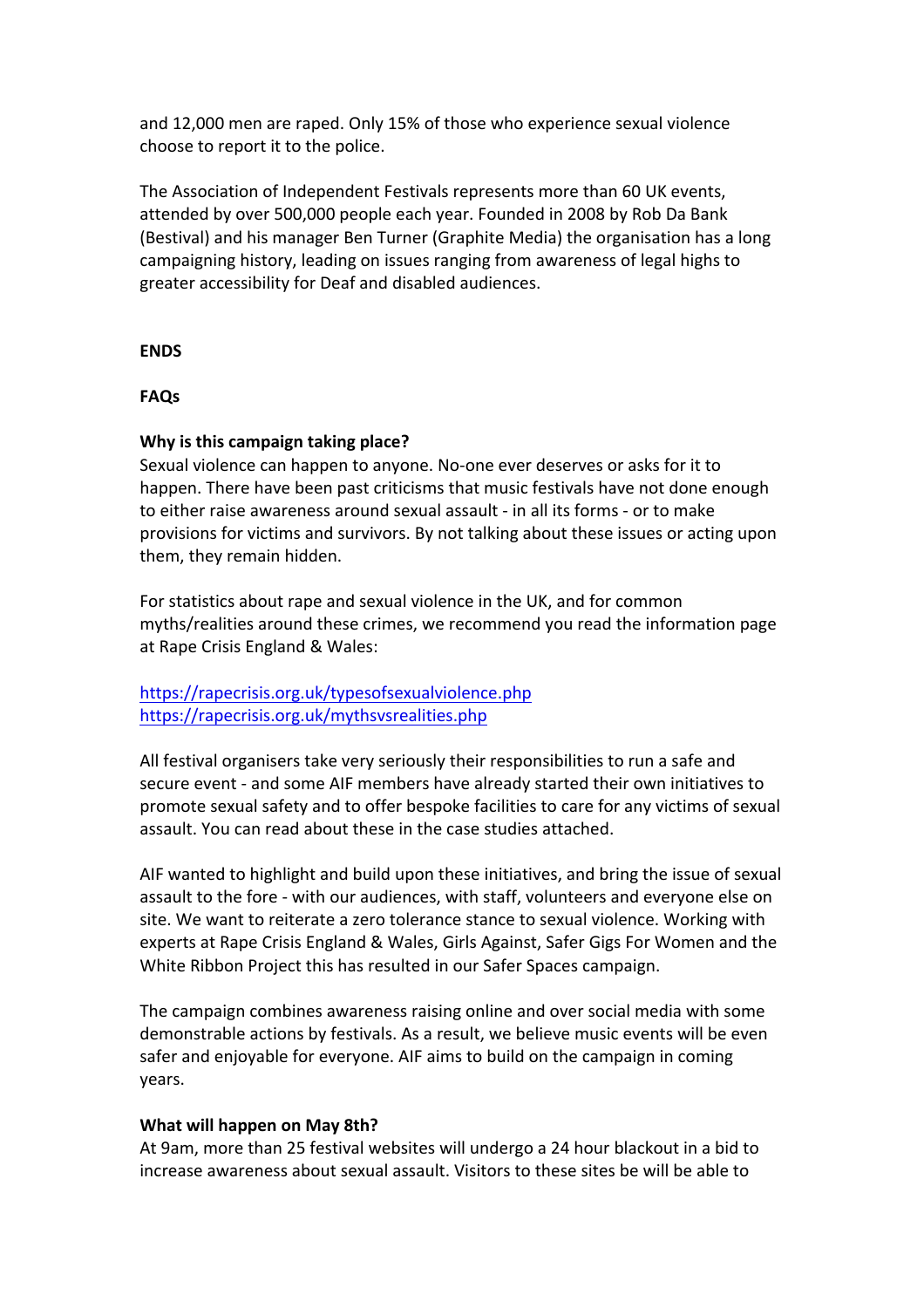and 12,000 men are raped. Only 15% of those who experience sexual violence choose to report it to the police.

The Association of Independent Festivals represents more than 60 UK events, attended by over 500,000 people each year. Founded in 2008 by Rob Da Bank (Bestival) and his manager Ben Turner (Graphite Media) the organisation has a long campaigning history, leading on issues ranging from awareness of legal highs to greater accessibility for Deaf and disabled audiences.

**ENDS**

**FAQs**

**Why is this campaign taking place?**

Sexual violence can happen to anyone. No-one ever deserves or asks for it to happen. There have been past criticisms that music festivals have not done enough to either raise awareness around sexual assault - in all its forms - or to make provisions for victims and survivors. By not talking about these issues or acting upon them, they remain hidden.

For statistics about rape and sexual violence in the UK, and for common myths/realities around these crimes, we recommend you read the information page at Rape Crisis England & Wales:

https://rapecrisis.org.uk/typesofsexualviolence.php
https://rapecrisis.org.uk/mythsvsrealities.php

All festival organisers take very seriously their responsibilities to run a safe and secure event - and some AIF members have already started their own initiatives to promote sexual safety and to offer bespoke facilities to care for any victims of sexual assault. You can read about these in the case studies attached.

AIF wanted to highlight and build upon these initiatives, and bring the issue of sexual assault to the fore - with our audiences, with staff, volunteers and everyone else on site. We want to reiterate a zero tolerance stance to sexual violence. Working with experts at Rape Crisis England & Wales, Girls Against, Safer Gigs For Women and the White Ribbon Project this has resulted in our Safer Spaces campaign.

The campaign combines awareness raising online and over social media with some demonstrable actions by festivals. As a result, we believe music events will be even safer and enjoyable for everyone. AIF aims to build on the campaign in coming years.

**What will happen on May 8th?**

At 9am, more than 25 festival websites will undergo a 24 hour blackout in a bid to increase awareness about sexual assault. Visitors to these sites be will be able to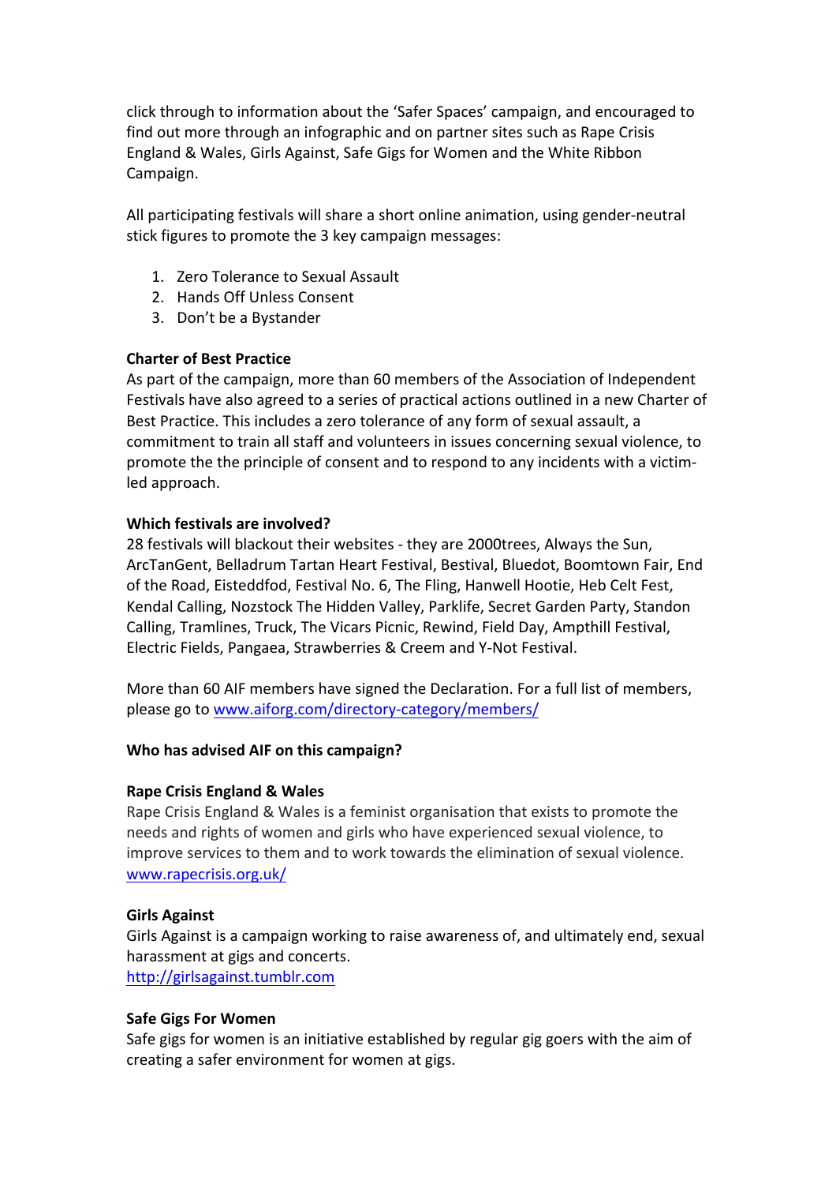click through to information about the 'Safer Spaces' campaign, and encouraged to find out more through an infographic and on partner sites such as Rape Crisis England & Wales, Girls Against, Safe Gigs for Women and the White Ribbon Campaign.

All participating festivals will share a short online animation, using gender-neutral stick figures to promote the 3 key campaign messages:

1. Zero Tolerance to Sexual Assault
2. Hands Off Unless Consent
3. Don't be a Bystander

**Charter of Best Practice**
As part of the campaign, more than 60 members of the Association of Independent Festivals have also agreed to a series of practical actions outlined in a new Charter of Best Practice. This includes a zero tolerance of any form of sexual assault, a commitment to train all staff and volunteers in issues concerning sexual violence, to promote the the principle of consent and to respond to any incidents with a victim-led approach.

**Which festivals are involved?**
28 festivals will blackout their websites - they are 2000trees, Always the Sun, ArcTanGent, Belladrum Tartan Heart Festival, Bestival, Bluedot, Boomtown Fair, End of the Road, Eisteddfod, Festival No. 6, The Fling, Hanwell Hootie, Heb Celt Fest, Kendal Calling, Nozstock The Hidden Valley, Parklife, Secret Garden Party, Standon Calling, Tramlines, Truck, The Vicars Picnic, Rewind, Field Day, Ampthill Festival, Electric Fields, Pangaea, Strawberries & Creem and Y-Not Festival.

More than 60 AIF members have signed the Declaration. For a full list of members, please go to [www.aiforg.com/directory-category/members/](www.aiforg.com/directory-category/members/)

**Who has advised AIF on this campaign?**

**Rape Crisis England & Wales**
Rape Crisis England & Wales is a feminist organisation that exists to promote the needs and rights of women and girls who have experienced sexual violence, to improve services to them and to work towards the elimination of sexual violence.
[www.rapecrisis.org.uk/](www.rapecrisis.org.uk/)

**Girls Against**
Girls Against is a campaign working to raise awareness of, and ultimately end, sexual harassment at gigs and concerts.
[http://girlsagainst.tumblr.com](http://girlsagainst.tumblr.com)

**Safe Gigs For Women**
Safe gigs for women is an initiative established by regular gig goers with the aim of creating a safer environment for women at gigs.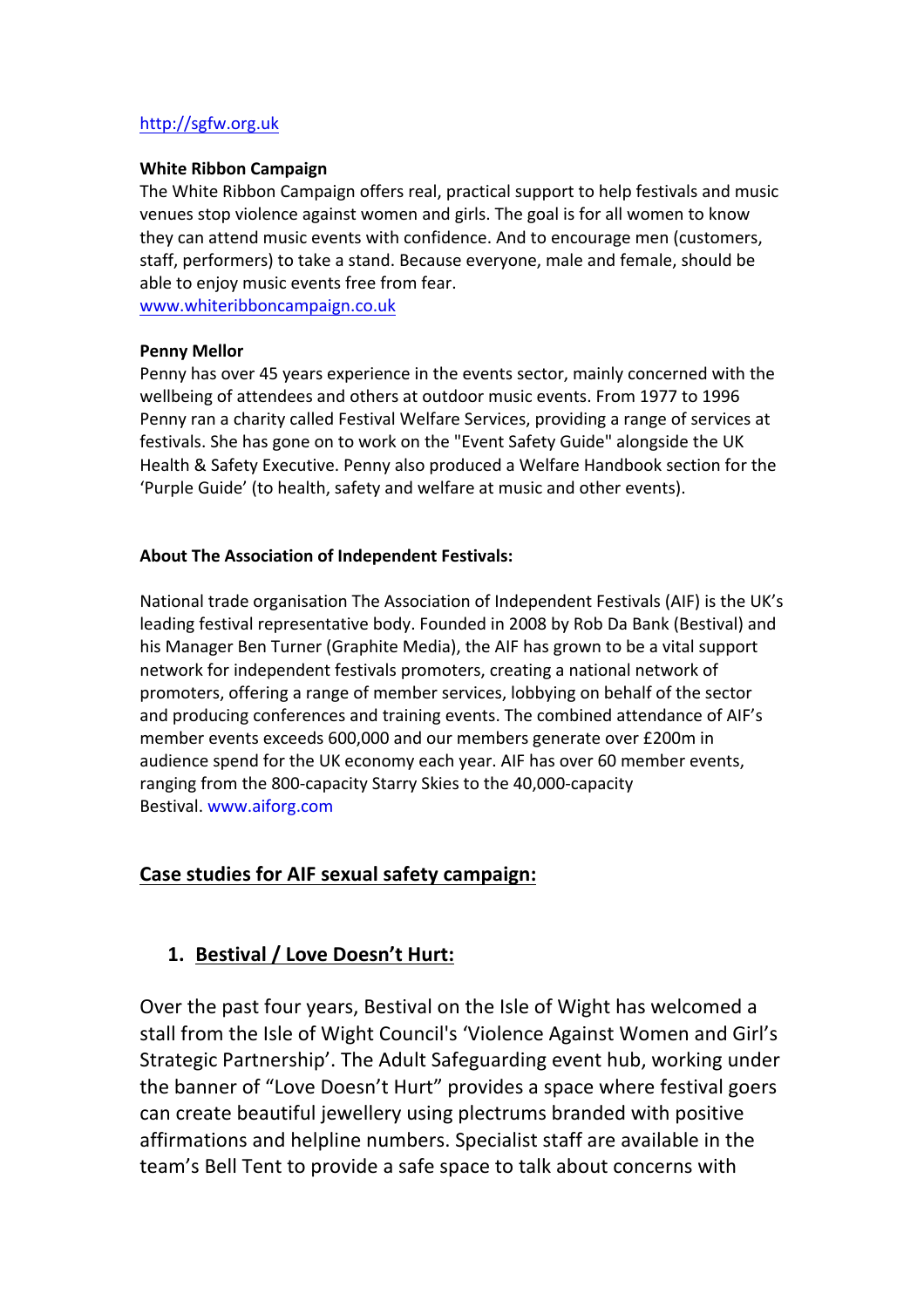http://sgfw.org.uk

**White Ribbon Campaign**
The White Ribbon Campaign offers real, practical support to help festivals and music venues stop violence against women and girls. The goal is for all women to know they can attend music events with confidence. And to encourage men (customers, staff, performers) to take a stand. Because everyone, male and female, should be able to enjoy music events free from fear.
www.whiteribboncampaign.co.uk

**Penny Mellor**
Penny has over 45 years experience in the events sector, mainly concerned with the wellbeing of attendees and others at outdoor music events. From 1977 to 1996 Penny ran a charity called Festival Welfare Services, providing a range of services at festivals. She has gone on to work on the "Event Safety Guide" alongside the UK Health & Safety Executive. Penny also produced a Welfare Handbook section for the 'Purple Guide' (to health, safety and welfare at music and other events).

**About The Association of Independent Festivals:**

National trade organisation The Association of Independent Festivals (AIF) is the UK's leading festival representative body. Founded in 2008 by Rob Da Bank (Bestival) and his Manager Ben Turner (Graphite Media), the AIF has grown to be a vital support network for independent festivals promoters, creating a national network of promoters, offering a range of member services, lobbying on behalf of the sector and producing conferences and training events. The combined attendance of AIF's member events exceeds 600,000 and our members generate over £200m in audience spend for the UK economy each year. AIF has over 60 member events, ranging from the 800-capacity Starry Skies to the 40,000-capacity Bestival. www.aiforg.com

## Case studies for AIF sexual safety campaign:

### 1. Bestival / Love Doesn't Hurt:

Over the past four years, Bestival on the Isle of Wight has welcomed a stall from the Isle of Wight Council's 'Violence Against Women and Girl's Strategic Partnership'. The Adult Safeguarding event hub, working under the banner of "Love Doesn't Hurt" provides a space where festival goers can create beautiful jewellery using plectrums branded with positive affirmations and helpline numbers. Specialist staff are available in the team's Bell Tent to provide a safe space to talk about concerns with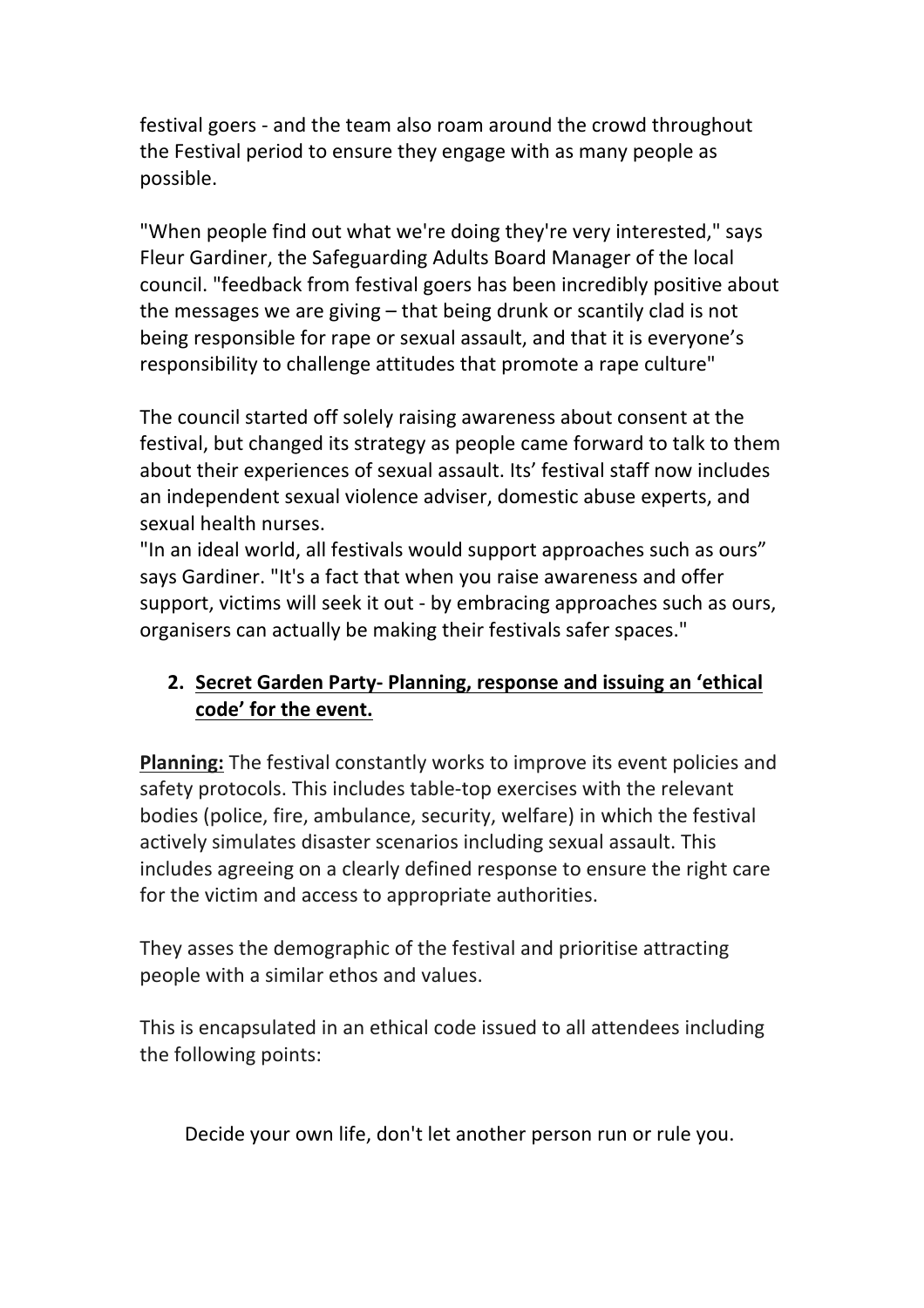festival goers - and the team also roam around the crowd throughout the Festival period to ensure they engage with as many people as possible.

"When people find out what we're doing they're very interested," says Fleur Gardiner, the Safeguarding Adults Board Manager of the local council. "feedback from festival goers has been incredibly positive about the messages we are giving – that being drunk or scantily clad is not being responsible for rape or sexual assault, and that it is everyone's responsibility to challenge attitudes that promote a rape culture"

The council started off solely raising awareness about consent at the festival, but changed its strategy as people came forward to talk to them about their experiences of sexual assault. Its' festival staff now includes an independent sexual violence adviser, domestic abuse experts, and sexual health nurses.
"In an ideal world, all festivals would support approaches such as ours" says Gardiner. "It's a fact that when you raise awareness and offer support, victims will seek it out - by embracing approaches such as ours, organisers can actually be making their festivals safer spaces."

2. **Secret Garden Party- Planning, response and issuing an 'ethical code' for the event.**

**Planning:** The festival constantly works to improve its event policies and safety protocols. This includes table-top exercises with the relevant bodies (police, fire, ambulance, security, welfare) in which the festival actively simulates disaster scenarios including sexual assault. This includes agreeing on a clearly defined response to ensure the right care for the victim and access to appropriate authorities.

They asses the demographic of the festival and prioritise attracting people with a similar ethos and values.

This is encapsulated in an ethical code issued to all attendees including the following points:

Decide your own life, don't let another person run or rule you.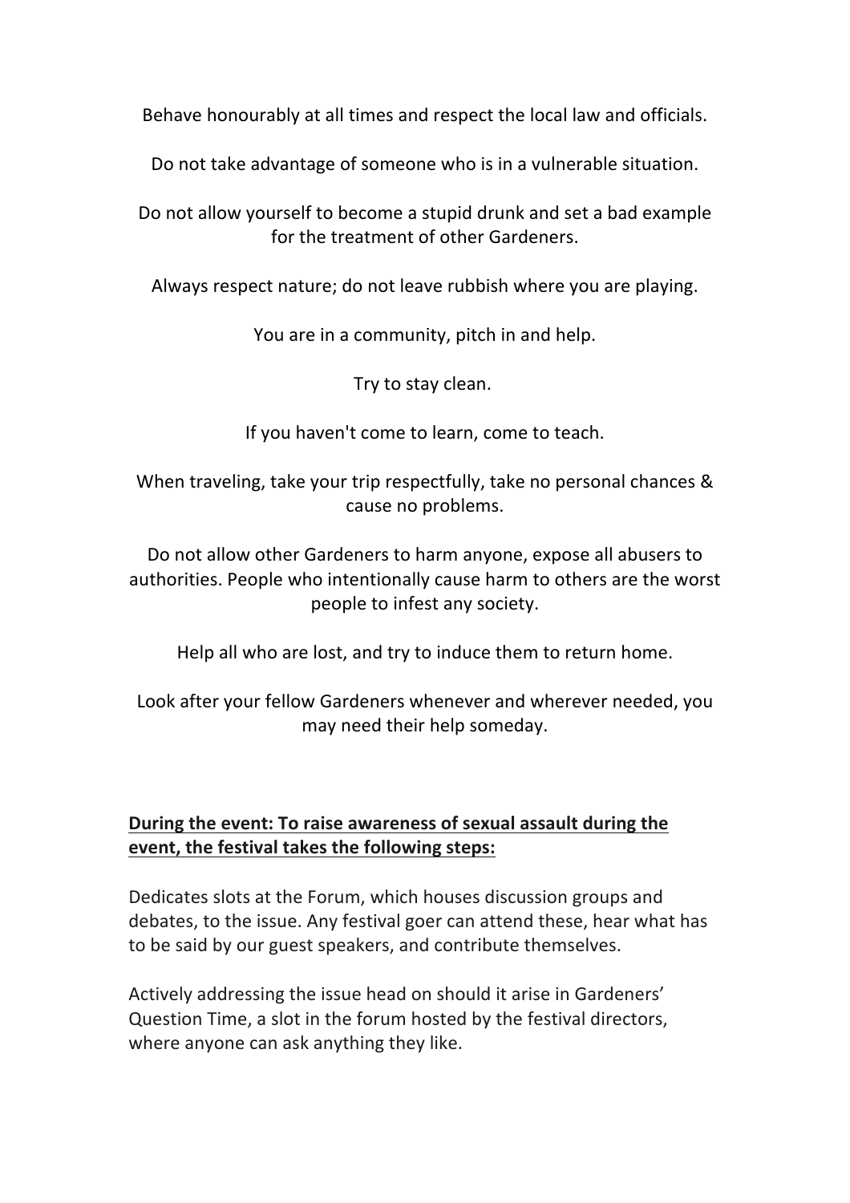Behave honourably at all times and respect the local law and officials.

Do not take advantage of someone who is in a vulnerable situation.

Do not allow yourself to become a stupid drunk and set a bad example for the treatment of other Gardeners.

Always respect nature; do not leave rubbish where you are playing.

You are in a community, pitch in and help.

Try to stay clean.

If you haven't come to learn, come to teach.

When traveling, take your trip respectfully, take no personal chances & cause no problems.

Do not allow other Gardeners to harm anyone, expose all abusers to authorities. People who intentionally cause harm to others are the worst people to infest any society.

Help all who are lost, and try to induce them to return home.

Look after your fellow Gardeners whenever and wherever needed, you may need their help someday.

**<u>During the event: To raise awareness of sexual assault during the event, the festival takes the following steps:</u>**

Dedicates slots at the Forum, which houses discussion groups and debates, to the issue. Any festival goer can attend these, hear what has to be said by our guest speakers, and contribute themselves.

Actively addressing the issue head on should it arise in Gardeners' Question Time, a slot in the forum hosted by the festival directors, where anyone can ask anything they like.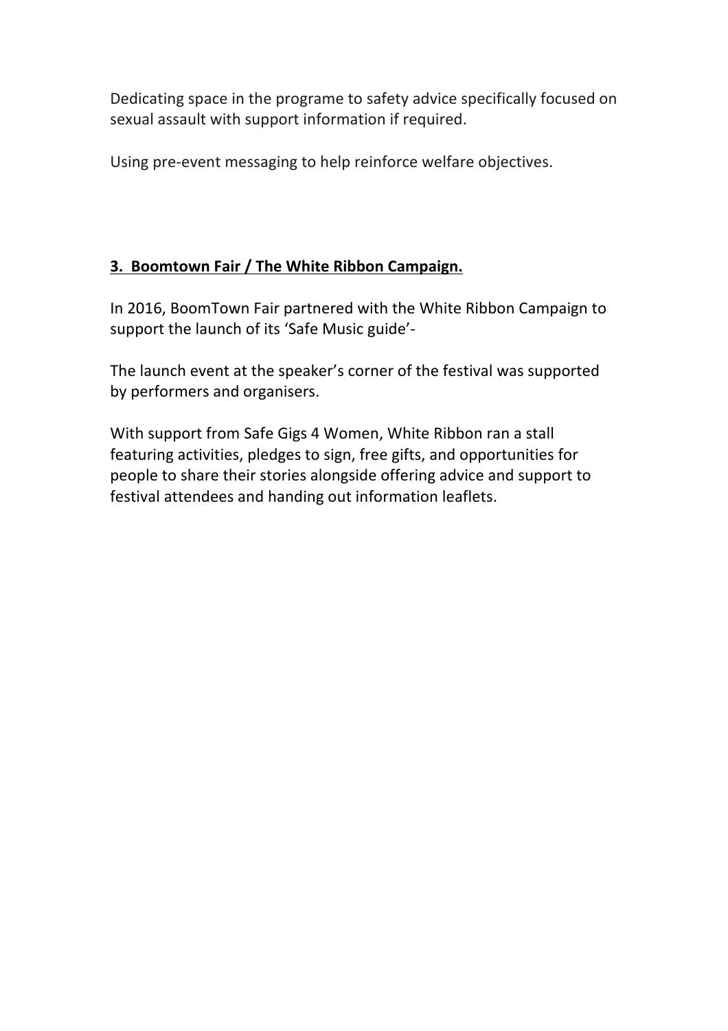Dedicating space in the programe to safety advice specifically focused on sexual assault with support information if required.

Using pre-event messaging to help reinforce welfare objectives.

**3. Boomtown Fair / The White Ribbon Campaign.**

In 2016, BoomTown Fair partnered with the White Ribbon Campaign to support the launch of its 'Safe Music guide'-

The launch event at the speaker's corner of the festival was supported by performers and organisers.

With support from Safe Gigs 4 Women, White Ribbon ran a stall featuring activities, pledges to sign, free gifts, and opportunities for people to share their stories alongside offering advice and support to festival attendees and handing out information leaflets.